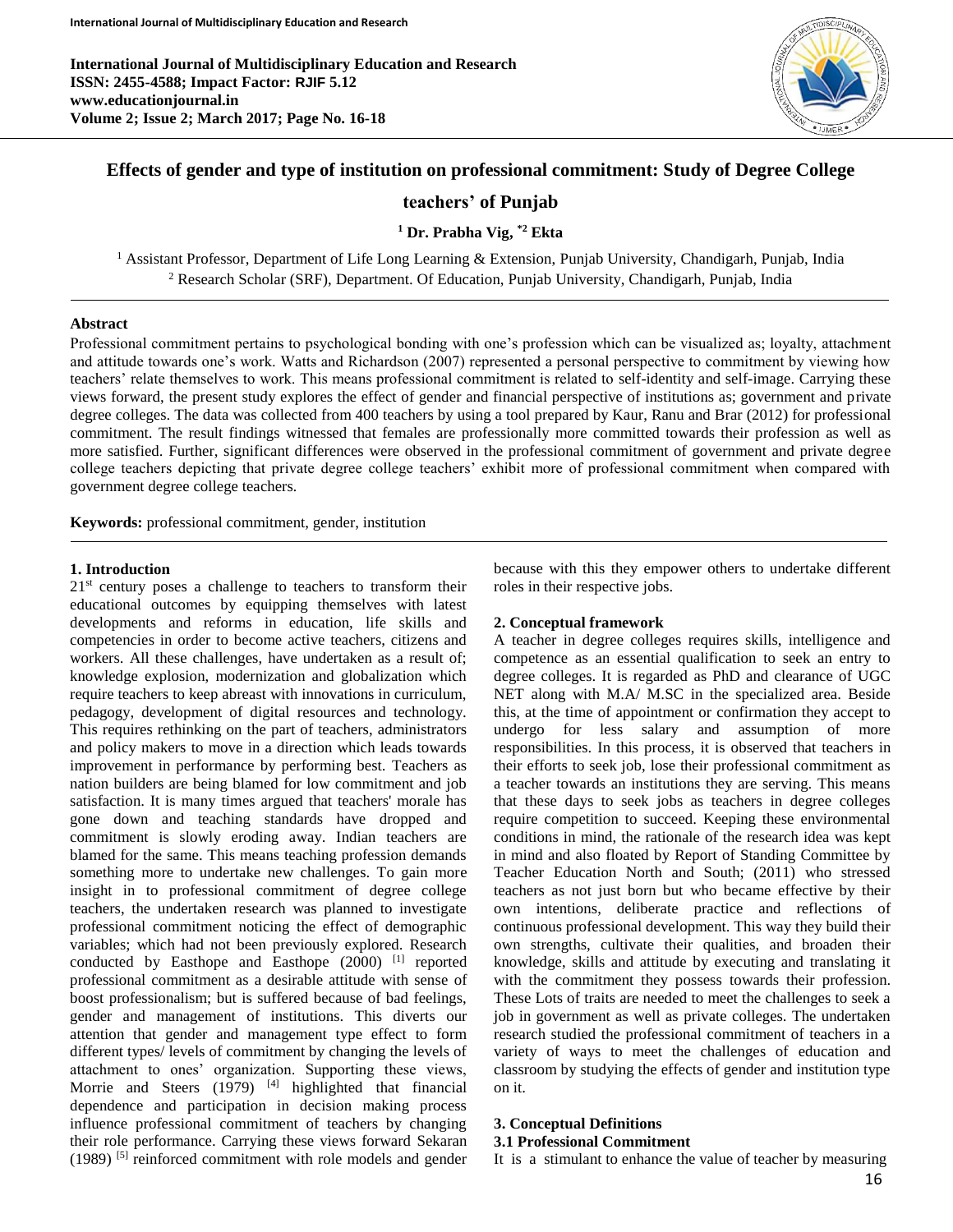# Effects of gender and type of institution on professional commitment: Study of Degree College teachers' of Punjab

**[1] Dr. Prabha Vig, [*2] Ekta**

[1] Assistant Professor, Department of Life Long Learning & Extension, Punjab University, Chandigarh, Punjab, India
[2] Research Scholar (SRF), Department. Of Education, Punjab University, Chandigarh, Punjab, India

## Abstract

Professional commitment pertains to psychological bonding with one's profession which can be visualized as; loyalty, attachment and attitude towards one's work. Watts and Richardson (2007) represented a personal perspective to commitment by viewing how teachers' relate themselves to work. This means professional commitment is related to self-identity and self-image. Carrying these views forward, the present study explores the effect of gender and financial perspective of institutions as; government and private degree colleges. The data was collected from 400 teachers by using a tool prepared by Kaur, Ranu and Brar (2012) for professional commitment. The result findings witnessed that females are professionally more committed towards their profession as well as more satisfied. Further, significant differences were observed in the professional commitment of government and private degree college teachers depicting that private degree college teachers' exhibit more of professional commitment when compared with government degree college teachers.

**Keywords:** professional commitment, gender, institution

## 1. Introduction

21st century poses a challenge to teachers to transform their educational outcomes by equipping themselves with latest developments and reforms in education, life skills and competencies in order to become active teachers, citizens and workers. All these challenges, have undertaken as a result of; knowledge explosion, modernization and globalization which require teachers to keep abreast with innovations in curriculum, pedagogy, development of digital resources and technology. This requires rethinking on the part of teachers, administrators and policy makers to move in a direction which leads towards improvement in performance by performing best. Teachers as nation builders are being blamed for low commitment and job satisfaction. It is many times argued that teachers' morale has gone down and teaching standards have dropped and commitment is slowly eroding away. Indian teachers are blamed for the same. This means teaching profession demands something more to undertake new challenges. To gain more insight in to professional commitment of degree college teachers, the undertaken research was planned to investigate professional commitment noticing the effect of demographic variables; which had not been previously explored. Research conducted by Easthope and Easthope (2000) [1] reported professional commitment as a desirable attitude with sense of boost professionalism; but is suffered because of bad feelings, gender and management of institutions. This diverts our attention that gender and management type effect to form different types/ levels of commitment by changing the levels of attachment to ones' organization. Supporting these views, Morrie and Steers (1979) [4] highlighted that financial dependence and participation in decision making process influence professional commitment of teachers by changing their role performance. Carrying these views forward Sekaran (1989) [5] reinforced commitment with role models and gender because with this they empower others to undertake different roles in their respective jobs.

## 2. Conceptual framework

A teacher in degree colleges requires skills, intelligence and competence as an essential qualification to seek an entry to degree colleges. It is regarded as PhD and clearance of UGC NET along with M.A/ M.SC in the specialized area. Beside this, at the time of appointment or confirmation they accept to undergo for less salary and assumption of more responsibilities. In this process, it is observed that teachers in their efforts to seek job, lose their professional commitment as a teacher towards an institutions they are serving. This means that these days to seek jobs as teachers in degree colleges require competition to succeed. Keeping these environmental conditions in mind, the rationale of the research idea was kept in mind and also floated by Report of Standing Committee by Teacher Education North and South; (2011) who stressed teachers as not just born but who became effective by their own intentions, deliberate practice and reflections of continuous professional development. This way they build their own strengths, cultivate their qualities, and broaden their knowledge, skills and attitude by executing and translating it with the commitment they possess towards their profession. These Lots of traits are needed to meet the challenges to seek a job in government as well as private colleges. The undertaken research studied the professional commitment of teachers in a variety of ways to meet the challenges of education and classroom by studying the effects of gender and institution type on it.

## 3. Conceptual Definitions

### 3.1 Professional Commitment

It is a stimulant to enhance the value of teacher by measuring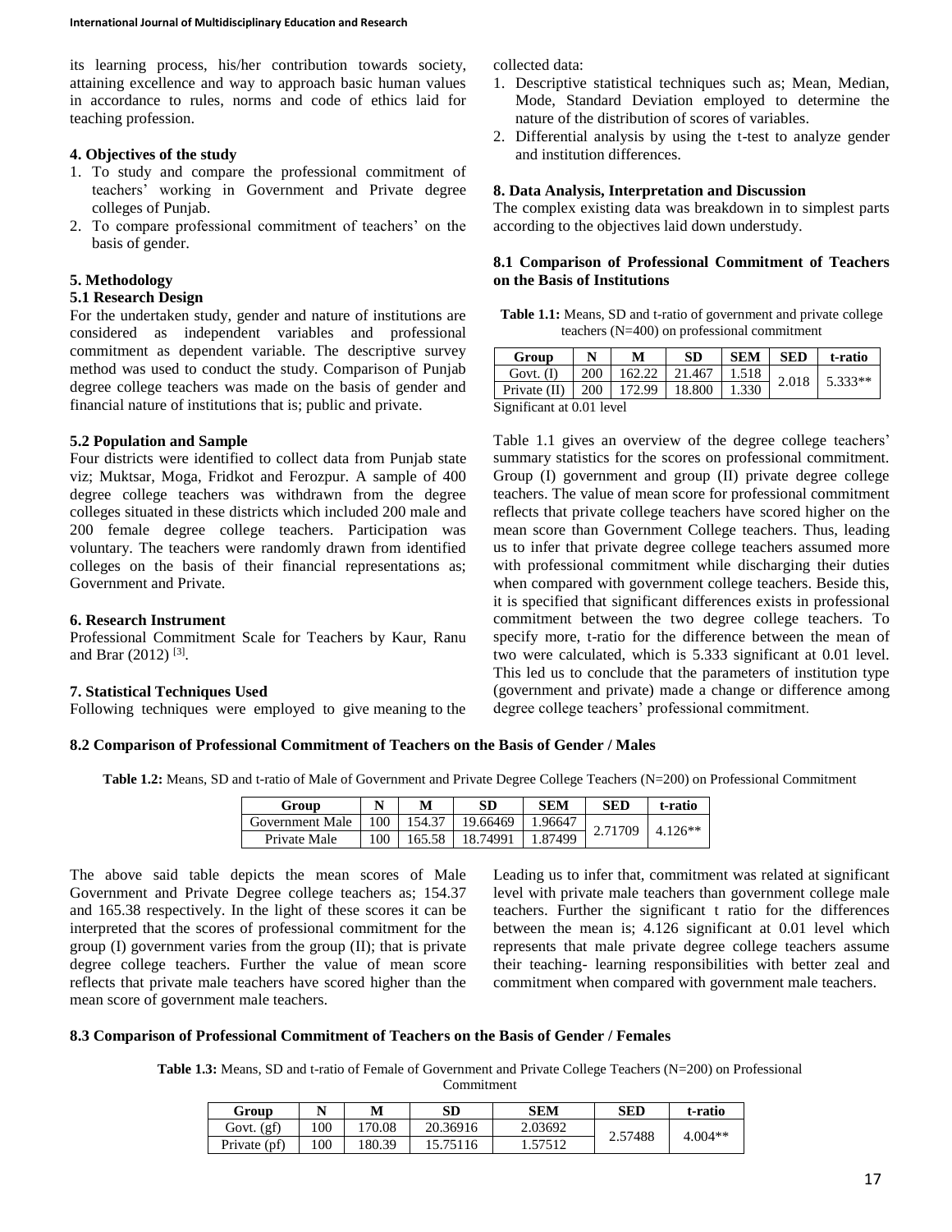its learning process, his/her contribution towards society, attaining excellence and way to approach basic human values in accordance to rules, norms and code of ethics laid for teaching profession.

### 4. Objectives of the study

1. To study and compare the professional commitment of teachers' working in Government and Private degree colleges of Punjab.
2. To compare professional commitment of teachers' on the basis of gender.

### 5. Methodology

#### 5.1 Research Design

For the undertaken study, gender and nature of institutions are considered as independent variables and professional commitment as dependent variable. The descriptive survey method was used to conduct the study. Comparison of Punjab degree college teachers was made on the basis of gender and financial nature of institutions that is; public and private.

#### 5.2 Population and Sample

Four districts were identified to collect data from Punjab state viz; Muktsar, Moga, Fridkot and Ferozpur. A sample of 400 degree college teachers was withdrawn from the degree colleges situated in these districts which included 200 male and 200 female degree college teachers. Participation was voluntary. The teachers were randomly drawn from identified colleges on the basis of their financial representations as; Government and Private.

### 6. Research Instrument

Professional Commitment Scale for Teachers by Kaur, Ranu and Brar (2012) [3].

### 7. Statistical Techniques Used

Following techniques were employed to give meaning to the collected data:

1. Descriptive statistical techniques such as; Mean, Median, Mode, Standard Deviation employed to determine the nature of the distribution of scores of variables.
2. Differential analysis by using the t-test to analyze gender and institution differences.

### 8. Data Analysis, Interpretation and Discussion

The complex existing data was breakdown in to simplest parts according to the objectives laid down understudy.

#### 8.1 Comparison of Professional Commitment of Teachers on the Basis of Institutions

**Table 1.1:** Means, SD and t-ratio of government and private college teachers (N=400) on professional commitment

| Group | N | M | SD | SEM | SED | t-ratio |
|---|---|---|---|---|---|---|
| Govt. (I) | 200 | 162.22 | 21.467 | 1.518 | 2.018 | 5.333** |
| Private (II) | 200 | 172.99 | 18.800 | 1.330 | | |

Significant at 0.01 level

Table 1.1 gives an overview of the degree college teachers' summary statistics for the scores on professional commitment. Group (I) government and group (II) private degree college teachers. The value of mean score for professional commitment reflects that private college teachers have scored higher on the mean score than Government College teachers. Thus, leading us to infer that private degree college teachers assumed more with professional commitment while discharging their duties when compared with government college teachers. Beside this, it is specified that significant differences exists in professional commitment between the two degree college teachers. To specify more, t-ratio for the difference between the mean of two were calculated, which is 5.333 significant at 0.01 level. This led us to conclude that the parameters of institution type (government and private) made a change or difference among degree college teachers' professional commitment.

#### 8.2 Comparison of Professional Commitment of Teachers on the Basis of Gender / Males

**Table 1.2:** Means, SD and t-ratio of Male of Government and Private Degree College Teachers (N=200) on Professional Commitment

| Group | N | M | SD | SEM | SED | t-ratio |
|---|---|---|---|---|---|---|
| Government Male | 100 | 154.37 | 19.66469 | 1.96647 | 2.71709 | 4.126** |
| Private Male | 100 | 165.58 | 18.74991 | 1.87499 | | |

The above said table depicts the mean scores of Male Government and Private Degree college teachers as; 154.37 and 165.38 respectively. In the light of these scores it can be interpreted that the scores of professional commitment for the group (I) government varies from the group (II); that is private degree college teachers. Further the value of mean score reflects that private male teachers have scored higher than the mean score of government male teachers.

Leading us to infer that, commitment was related at significant level with private male teachers than government college male teachers. Further the significant t ratio for the differences between the mean is; 4.126 significant at 0.01 level which represents that male private degree college teachers assume their teaching- learning responsibilities with better zeal and commitment when compared with government male teachers.

#### 8.3 Comparison of Professional Commitment of Teachers on the Basis of Gender / Females

**Table 1.3:** Means, SD and t-ratio of Female of Government and Private College Teachers (N=200) on Professional Commitment

| Group | N | M | SD | SEM | SED | t-ratio |
|---|---|---|---|---|---|---|
| Govt. (gf) | 100 | 170.08 | 20.36916 | 2.03692 | 2.57488 | 4.004** |
| Private (pf) | 100 | 180.39 | 15.75116 | 1.57512 | | |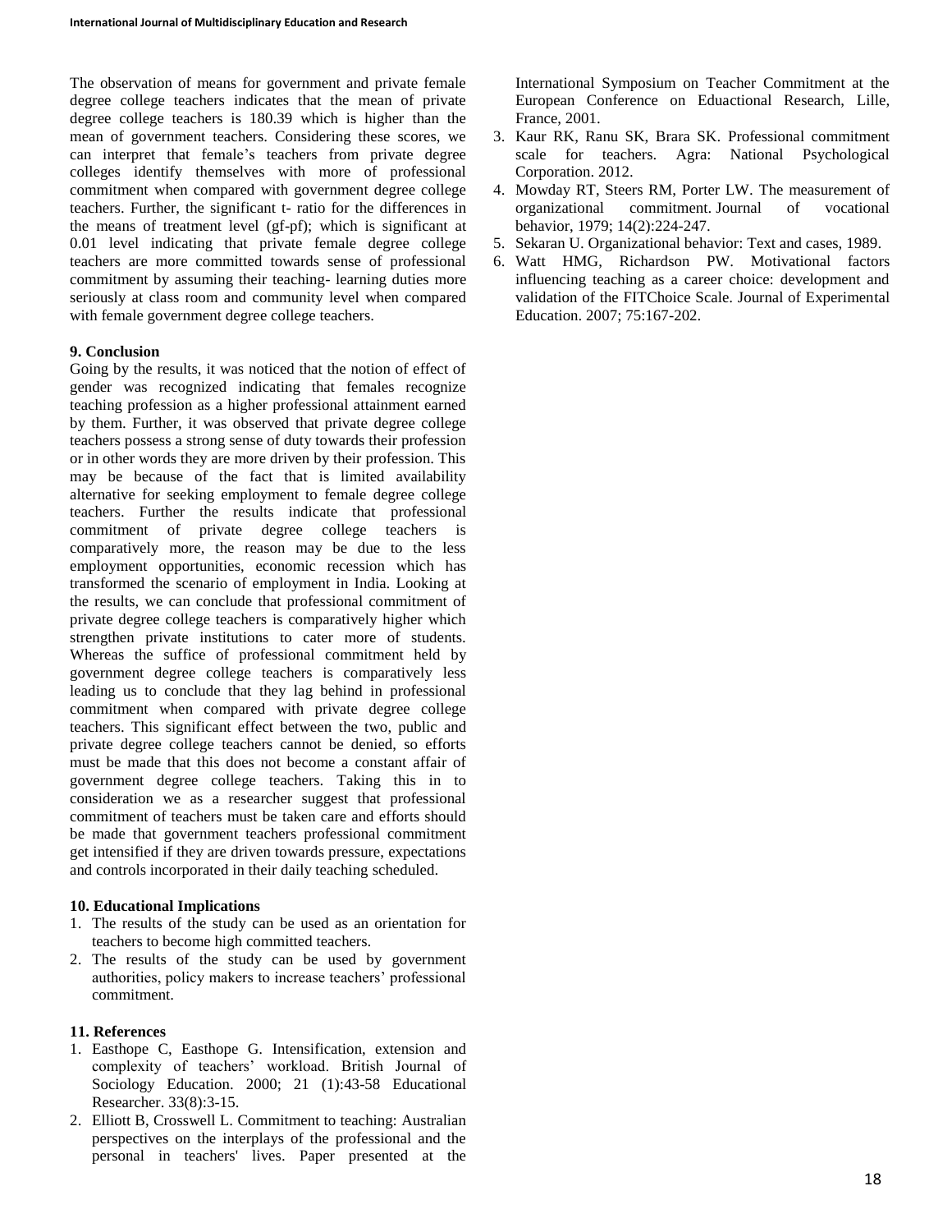The observation of means for government and private female degree college teachers indicates that the mean of private degree college teachers is 180.39 which is higher than the mean of government teachers. Considering these scores, we can interpret that female's teachers from private degree colleges identify themselves with more of professional commitment when compared with government degree college teachers. Further, the significant t- ratio for the differences in the means of treatment level (gf-pf); which is significant at 0.01 level indicating that private female degree college teachers are more committed towards sense of professional commitment by assuming their teaching- learning duties more seriously at class room and community level when compared with female government degree college teachers.

**9. Conclusion**

Going by the results, it was noticed that the notion of effect of gender was recognized indicating that females recognize teaching profession as a higher professional attainment earned by them. Further, it was observed that private degree college teachers possess a strong sense of duty towards their profession or in other words they are more driven by their profession. This may be because of the fact that is limited availability alternative for seeking employment to female degree college teachers. Further the results indicate that professional commitment of private degree college teachers is comparatively more, the reason may be due to the less employment opportunities, economic recession which has transformed the scenario of employment in India. Looking at the results, we can conclude that professional commitment of private degree college teachers is comparatively higher which strengthen private institutions to cater more of students. Whereas the suffice of professional commitment held by government degree college teachers is comparatively less leading us to conclude that they lag behind in professional commitment when compared with private degree college teachers. This significant effect between the two, public and private degree college teachers cannot be denied, so efforts must be made that this does not become a constant affair of government degree college teachers. Taking this in to consideration we as a researcher suggest that professional commitment of teachers must be taken care and efforts should be made that government teachers professional commitment get intensified if they are driven towards pressure, expectations and controls incorporated in their daily teaching scheduled.

**10. Educational Implications**

1. The results of the study can be used as an orientation for teachers to become high committed teachers.
2. The results of the study can be used by government authorities, policy makers to increase teachers' professional commitment.

**11. References**

1. Easthope C, Easthope G. Intensification, extension and complexity of teachers' workload. British Journal of Sociology Education. 2000; 21 (1):43-58 Educational Researcher. 33(8):3-15.
2. Elliott B, Crosswell L. Commitment to teaching: Australian perspectives on the interplays of the professional and the personal in teachers' lives. Paper presented at the International Symposium on Teacher Commitment at the European Conference on Eduactional Research, Lille, France, 2001.
3. Kaur RK, Ranu SK, Brara SK. Professional commitment scale for teachers. Agra: National Psychological Corporation. 2012.
4. Mowday RT, Steers RM, Porter LW. The measurement of organizational commitment. Journal of vocational behavior, 1979; 14(2):224-247.
5. Sekaran U. Organizational behavior: Text and cases, 1989.
6. Watt HMG, Richardson PW. Motivational factors influencing teaching as a career choice: development and validation of the FITChoice Scale. Journal of Experimental Education. 2007; 75:167-202.